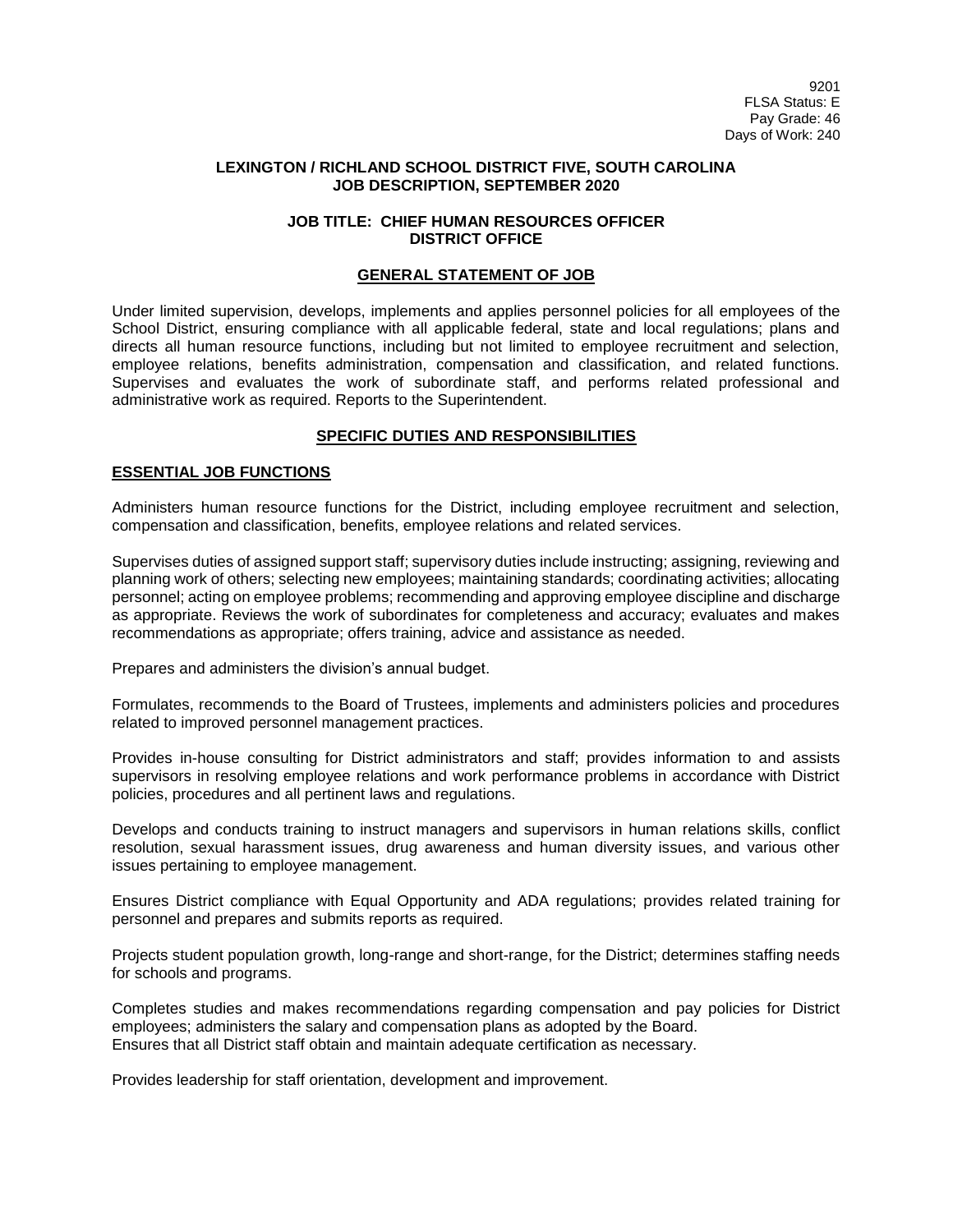9201
FLSA Status: E
Pay Grade: 46
Days of Work: 240

**LEXINGTON / RICHLAND SCHOOL DISTRICT FIVE, SOUTH CAROLINA**
**JOB DESCRIPTION, SEPTEMBER 2020**

**JOB TITLE: CHIEF HUMAN RESOURCES OFFICER**
**DISTRICT OFFICE**

## GENERAL STATEMENT OF JOB

Under limited supervision, develops, implements and applies personnel policies for all employees of the School District, ensuring compliance with all applicable federal, state and local regulations; plans and directs all human resource functions, including but not limited to employee recruitment and selection, employee relations, benefits administration, compensation and classification, and related functions. Supervises and evaluates the work of subordinate staff, and performs related professional and administrative work as required. Reports to the Superintendent.

## SPECIFIC DUTIES AND RESPONSIBILITIES

### ESSENTIAL JOB FUNCTIONS

Administers human resource functions for the District, including employee recruitment and selection, compensation and classification, benefits, employee relations and related services.

Supervises duties of assigned support staff; supervisory duties include instructing; assigning, reviewing and planning work of others; selecting new employees; maintaining standards; coordinating activities; allocating personnel; acting on employee problems; recommending and approving employee discipline and discharge as appropriate. Reviews the work of subordinates for completeness and accuracy; evaluates and makes recommendations as appropriate; offers training, advice and assistance as needed.

Prepares and administers the division's annual budget.

Formulates, recommends to the Board of Trustees, implements and administers policies and procedures related to improved personnel management practices.

Provides in-house consulting for District administrators and staff; provides information to and assists supervisors in resolving employee relations and work performance problems in accordance with District policies, procedures and all pertinent laws and regulations.

Develops and conducts training to instruct managers and supervisors in human relations skills, conflict resolution, sexual harassment issues, drug awareness and human diversity issues, and various other issues pertaining to employee management.

Ensures District compliance with Equal Opportunity and ADA regulations; provides related training for personnel and prepares and submits reports as required.

Projects student population growth, long-range and short-range, for the District; determines staffing needs for schools and programs.

Completes studies and makes recommendations regarding compensation and pay policies for District employees; administers the salary and compensation plans as adopted by the Board.
Ensures that all District staff obtain and maintain adequate certification as necessary.

Provides leadership for staff orientation, development and improvement.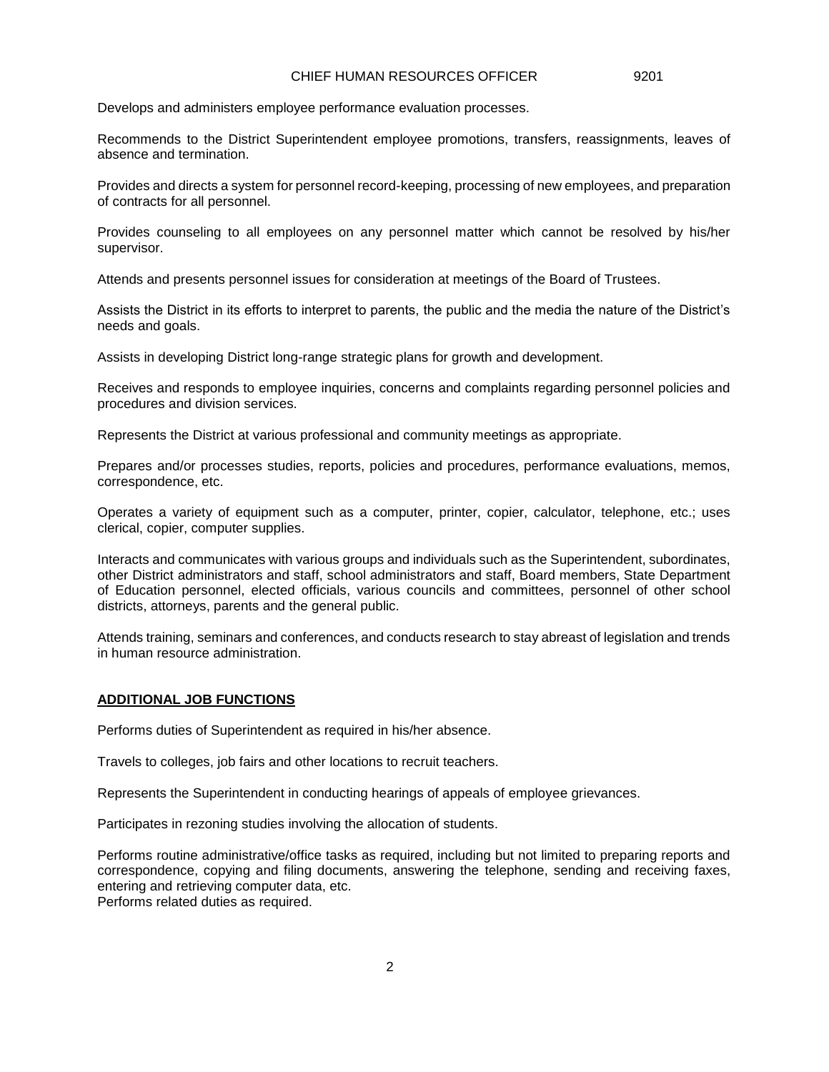Develops and administers employee performance evaluation processes.

Recommends to the District Superintendent employee promotions, transfers, reassignments, leaves of absence and termination.

Provides and directs a system for personnel record-keeping, processing of new employees, and preparation of contracts for all personnel.

Provides counseling to all employees on any personnel matter which cannot be resolved by his/her supervisor.

Attends and presents personnel issues for consideration at meetings of the Board of Trustees.

Assists the District in its efforts to interpret to parents, the public and the media the nature of the District's needs and goals.

Assists in developing District long-range strategic plans for growth and development.

Receives and responds to employee inquiries, concerns and complaints regarding personnel policies and procedures and division services.

Represents the District at various professional and community meetings as appropriate.

Prepares and/or processes studies, reports, policies and procedures, performance evaluations, memos, correspondence, etc.

Operates a variety of equipment such as a computer, printer, copier, calculator, telephone, etc.; uses clerical, copier, computer supplies.

Interacts and communicates with various groups and individuals such as the Superintendent, subordinates, other District administrators and staff, school administrators and staff, Board members, State Department of Education personnel, elected officials, various councils and committees, personnel of other school districts, attorneys, parents and the general public.

Attends training, seminars and conferences, and conducts research to stay abreast of legislation and trends in human resource administration.

## ADDITIONAL JOB FUNCTIONS

Performs duties of Superintendent as required in his/her absence.

Travels to colleges, job fairs and other locations to recruit teachers.

Represents the Superintendent in conducting hearings of appeals of employee grievances.

Participates in rezoning studies involving the allocation of students.

Performs routine administrative/office tasks as required, including but not limited to preparing reports and correspondence, copying and filing documents, answering the telephone, sending and receiving faxes, entering and retrieving computer data, etc.
Performs related duties as required.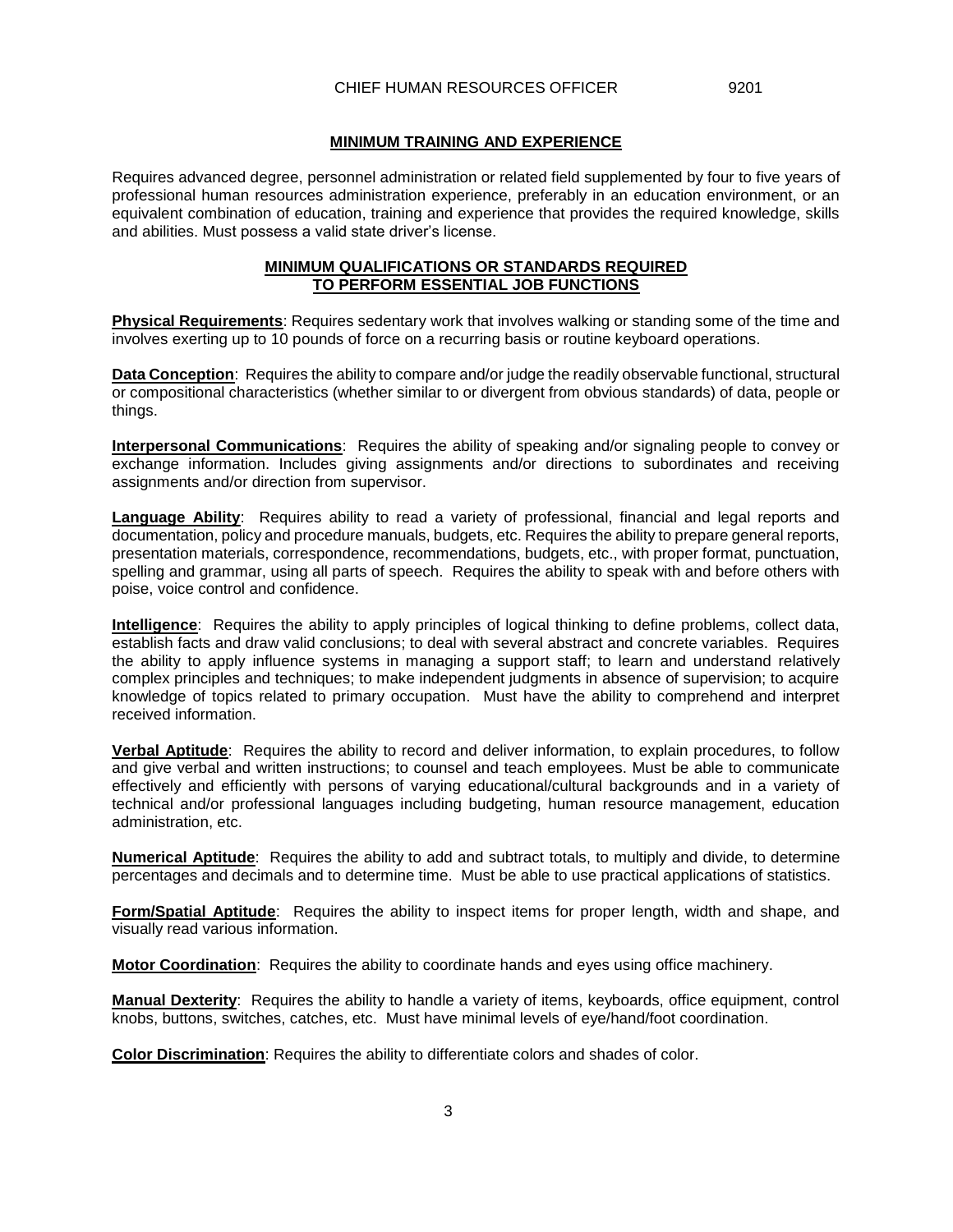## MINIMUM TRAINING AND EXPERIENCE

Requires advanced degree, personnel administration or related field supplemented by four to five years of professional human resources administration experience, preferably in an education environment, or an equivalent combination of education, training and experience that provides the required knowledge, skills and abilities. Must possess a valid state driver's license.

## MINIMUM QUALIFICATIONS OR STANDARDS REQUIRED TO PERFORM ESSENTIAL JOB FUNCTIONS

**Physical Requirements**: Requires sedentary work that involves walking or standing some of the time and involves exerting up to 10 pounds of force on a recurring basis or routine keyboard operations.

**Data Conception**: Requires the ability to compare and/or judge the readily observable functional, structural or compositional characteristics (whether similar to or divergent from obvious standards) of data, people or things.

**Interpersonal Communications**: Requires the ability of speaking and/or signaling people to convey or exchange information. Includes giving assignments and/or directions to subordinates and receiving assignments and/or direction from supervisor.

**Language Ability**: Requires ability to read a variety of professional, financial and legal reports and documentation, policy and procedure manuals, budgets, etc. Requires the ability to prepare general reports, presentation materials, correspondence, recommendations, budgets, etc., with proper format, punctuation, spelling and grammar, using all parts of speech. Requires the ability to speak with and before others with poise, voice control and confidence.

**Intelligence**: Requires the ability to apply principles of logical thinking to define problems, collect data, establish facts and draw valid conclusions; to deal with several abstract and concrete variables. Requires the ability to apply influence systems in managing a support staff; to learn and understand relatively complex principles and techniques; to make independent judgments in absence of supervision; to acquire knowledge of topics related to primary occupation. Must have the ability to comprehend and interpret received information.

**Verbal Aptitude**: Requires the ability to record and deliver information, to explain procedures, to follow and give verbal and written instructions; to counsel and teach employees. Must be able to communicate effectively and efficiently with persons of varying educational/cultural backgrounds and in a variety of technical and/or professional languages including budgeting, human resource management, education administration, etc.

**Numerical Aptitude**: Requires the ability to add and subtract totals, to multiply and divide, to determine percentages and decimals and to determine time. Must be able to use practical applications of statistics.

**Form/Spatial Aptitude**: Requires the ability to inspect items for proper length, width and shape, and visually read various information.

**Motor Coordination**: Requires the ability to coordinate hands and eyes using office machinery.

**Manual Dexterity**: Requires the ability to handle a variety of items, keyboards, office equipment, control knobs, buttons, switches, catches, etc. Must have minimal levels of eye/hand/foot coordination.

**Color Discrimination**: Requires the ability to differentiate colors and shades of color.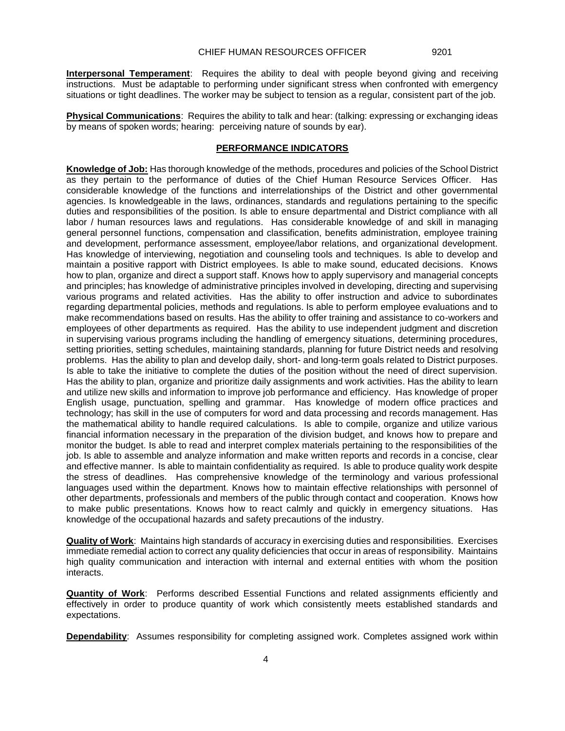**Interpersonal Temperament**: Requires the ability to deal with people beyond giving and receiving instructions. Must be adaptable to performing under significant stress when confronted with emergency situations or tight deadlines. The worker may be subject to tension as a regular, consistent part of the job.

**Physical Communications**: Requires the ability to talk and hear: (talking: expressing or exchanging ideas by means of spoken words; hearing: perceiving nature of sounds by ear).

## PERFORMANCE INDICATORS

**Knowledge of Job:** Has thorough knowledge of the methods, procedures and policies of the School District as they pertain to the performance of duties of the Chief Human Resource Services Officer. Has considerable knowledge of the functions and interrelationships of the District and other governmental agencies. Is knowledgeable in the laws, ordinances, standards and regulations pertaining to the specific duties and responsibilities of the position. Is able to ensure departmental and District compliance with all labor / human resources laws and regulations. Has considerable knowledge of and skill in managing general personnel functions, compensation and classification, benefits administration, employee training and development, performance assessment, employee/labor relations, and organizational development. Has knowledge of interviewing, negotiation and counseling tools and techniques. Is able to develop and maintain a positive rapport with District employees. Is able to make sound, educated decisions. Knows how to plan, organize and direct a support staff. Knows how to apply supervisory and managerial concepts and principles; has knowledge of administrative principles involved in developing, directing and supervising various programs and related activities. Has the ability to offer instruction and advice to subordinates regarding departmental policies, methods and regulations. Is able to perform employee evaluations and to make recommendations based on results. Has the ability to offer training and assistance to co-workers and employees of other departments as required. Has the ability to use independent judgment and discretion in supervising various programs including the handling of emergency situations, determining procedures, setting priorities, setting schedules, maintaining standards, planning for future District needs and resolving problems. Has the ability to plan and develop daily, short- and long-term goals related to District purposes. Is able to take the initiative to complete the duties of the position without the need of direct supervision. Has the ability to plan, organize and prioritize daily assignments and work activities. Has the ability to learn and utilize new skills and information to improve job performance and efficiency. Has knowledge of proper English usage, punctuation, spelling and grammar. Has knowledge of modern office practices and technology; has skill in the use of computers for word and data processing and records management. Has the mathematical ability to handle required calculations. Is able to compile, organize and utilize various financial information necessary in the preparation of the division budget, and knows how to prepare and monitor the budget. Is able to read and interpret complex materials pertaining to the responsibilities of the job. Is able to assemble and analyze information and make written reports and records in a concise, clear and effective manner. Is able to maintain confidentiality as required. Is able to produce quality work despite the stress of deadlines. Has comprehensive knowledge of the terminology and various professional languages used within the department. Knows how to maintain effective relationships with personnel of other departments, professionals and members of the public through contact and cooperation. Knows how to make public presentations. Knows how to react calmly and quickly in emergency situations. Has knowledge of the occupational hazards and safety precautions of the industry.

**Quality of Work**: Maintains high standards of accuracy in exercising duties and responsibilities. Exercises immediate remedial action to correct any quality deficiencies that occur in areas of responsibility. Maintains high quality communication and interaction with internal and external entities with whom the position interacts.

**Quantity of Work**: Performs described Essential Functions and related assignments efficiently and effectively in order to produce quantity of work which consistently meets established standards and expectations.

**Dependability**: Assumes responsibility for completing assigned work. Completes assigned work within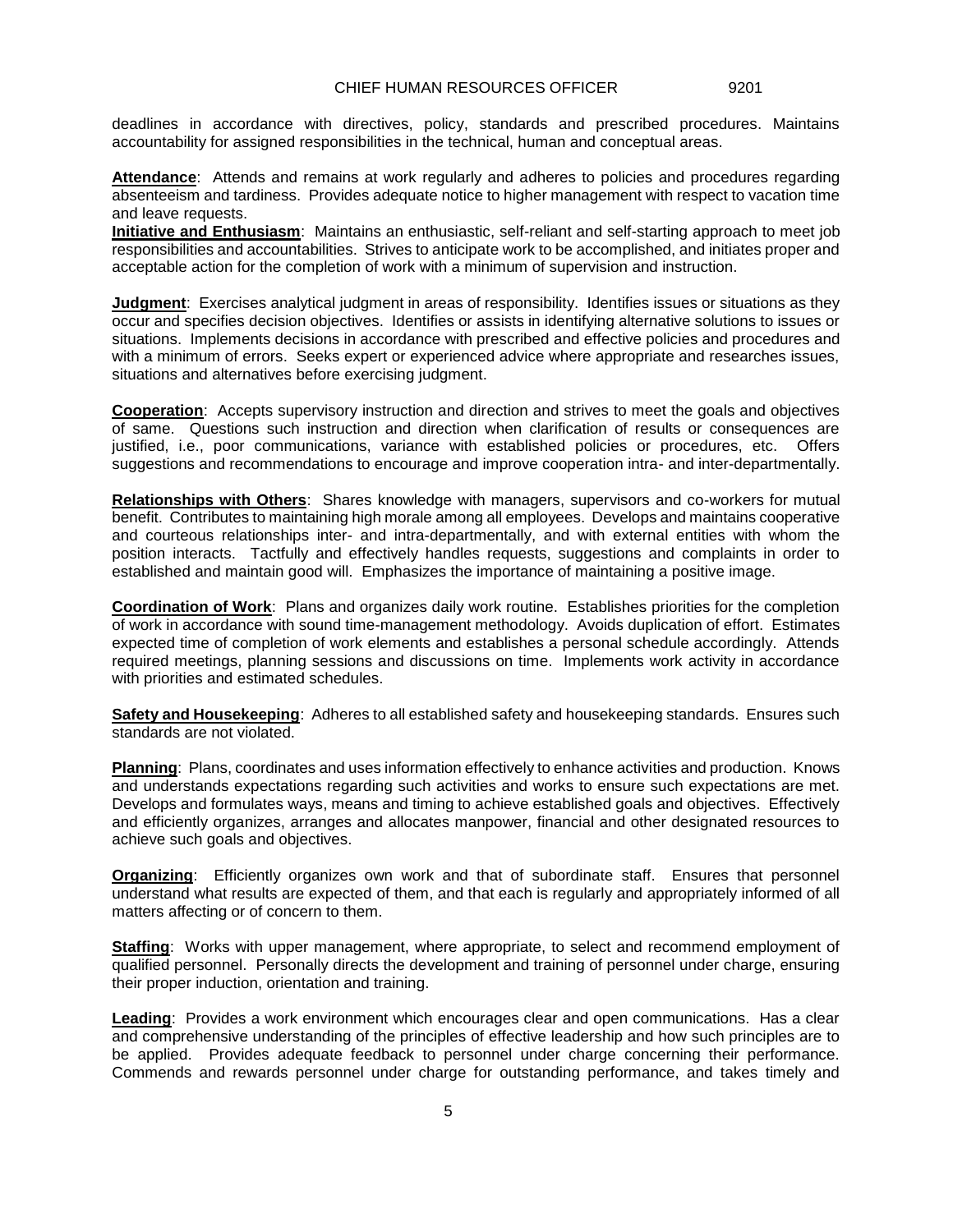deadlines in accordance with directives, policy, standards and prescribed procedures. Maintains accountability for assigned responsibilities in the technical, human and conceptual areas.

**Attendance**: Attends and remains at work regularly and adheres to policies and procedures regarding absenteeism and tardiness. Provides adequate notice to higher management with respect to vacation time and leave requests.

**Initiative and Enthusiasm**: Maintains an enthusiastic, self-reliant and self-starting approach to meet job responsibilities and accountabilities. Strives to anticipate work to be accomplished, and initiates proper and acceptable action for the completion of work with a minimum of supervision and instruction.

**Judgment**: Exercises analytical judgment in areas of responsibility. Identifies issues or situations as they occur and specifies decision objectives. Identifies or assists in identifying alternative solutions to issues or situations. Implements decisions in accordance with prescribed and effective policies and procedures and with a minimum of errors. Seeks expert or experienced advice where appropriate and researches issues, situations and alternatives before exercising judgment.

**Cooperation**: Accepts supervisory instruction and direction and strives to meet the goals and objectives of same. Questions such instruction and direction when clarification of results or consequences are justified, i.e., poor communications, variance with established policies or procedures, etc. Offers suggestions and recommendations to encourage and improve cooperation intra- and inter-departmentally.

**Relationships with Others**: Shares knowledge with managers, supervisors and co-workers for mutual benefit. Contributes to maintaining high morale among all employees. Develops and maintains cooperative and courteous relationships inter- and intra-departmentally, and with external entities with whom the position interacts. Tactfully and effectively handles requests, suggestions and complaints in order to established and maintain good will. Emphasizes the importance of maintaining a positive image.

**Coordination of Work**: Plans and organizes daily work routine. Establishes priorities for the completion of work in accordance with sound time-management methodology. Avoids duplication of effort. Estimates expected time of completion of work elements and establishes a personal schedule accordingly. Attends required meetings, planning sessions and discussions on time. Implements work activity in accordance with priorities and estimated schedules.

**Safety and Housekeeping**: Adheres to all established safety and housekeeping standards. Ensures such standards are not violated.

**Planning**: Plans, coordinates and uses information effectively to enhance activities and production. Knows and understands expectations regarding such activities and works to ensure such expectations are met. Develops and formulates ways, means and timing to achieve established goals and objectives. Effectively and efficiently organizes, arranges and allocates manpower, financial and other designated resources to achieve such goals and objectives.

**Organizing**: Efficiently organizes own work and that of subordinate staff. Ensures that personnel understand what results are expected of them, and that each is regularly and appropriately informed of all matters affecting or of concern to them.

**Staffing**: Works with upper management, where appropriate, to select and recommend employment of qualified personnel. Personally directs the development and training of personnel under charge, ensuring their proper induction, orientation and training.

**Leading**: Provides a work environment which encourages clear and open communications. Has a clear and comprehensive understanding of the principles of effective leadership and how such principles are to be applied. Provides adequate feedback to personnel under charge concerning their performance. Commends and rewards personnel under charge for outstanding performance, and takes timely and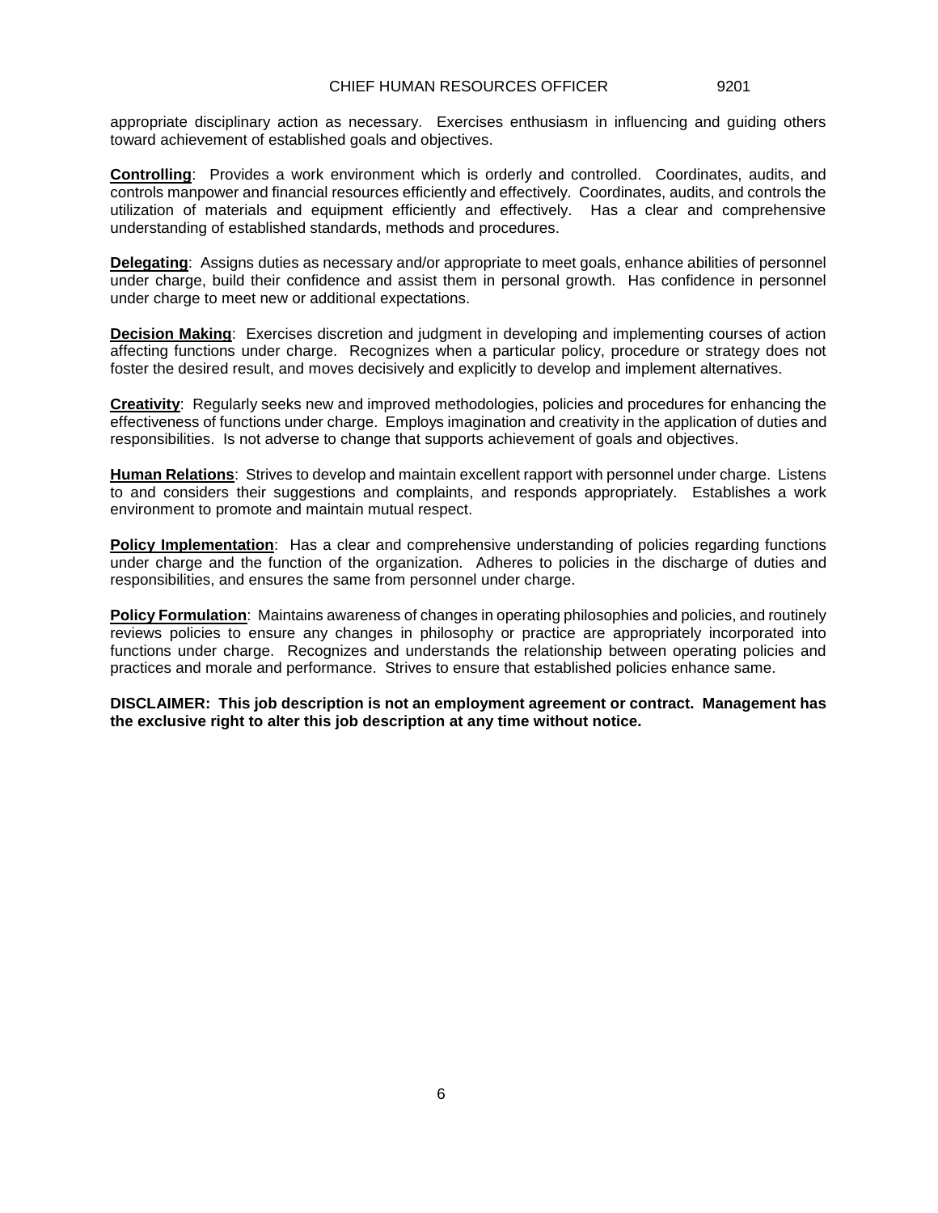appropriate disciplinary action as necessary. Exercises enthusiasm in influencing and guiding others toward achievement of established goals and objectives.

**Controlling**: Provides a work environment which is orderly and controlled. Coordinates, audits, and controls manpower and financial resources efficiently and effectively. Coordinates, audits, and controls the utilization of materials and equipment efficiently and effectively. Has a clear and comprehensive understanding of established standards, methods and procedures.

**Delegating**: Assigns duties as necessary and/or appropriate to meet goals, enhance abilities of personnel under charge, build their confidence and assist them in personal growth. Has confidence in personnel under charge to meet new or additional expectations.

**Decision Making**: Exercises discretion and judgment in developing and implementing courses of action affecting functions under charge. Recognizes when a particular policy, procedure or strategy does not foster the desired result, and moves decisively and explicitly to develop and implement alternatives.

**Creativity**: Regularly seeks new and improved methodologies, policies and procedures for enhancing the effectiveness of functions under charge. Employs imagination and creativity in the application of duties and responsibilities. Is not adverse to change that supports achievement of goals and objectives.

**Human Relations**: Strives to develop and maintain excellent rapport with personnel under charge. Listens to and considers their suggestions and complaints, and responds appropriately. Establishes a work environment to promote and maintain mutual respect.

**Policy Implementation**: Has a clear and comprehensive understanding of policies regarding functions under charge and the function of the organization. Adheres to policies in the discharge of duties and responsibilities, and ensures the same from personnel under charge.

**Policy Formulation**: Maintains awareness of changes in operating philosophies and policies, and routinely reviews policies to ensure any changes in philosophy or practice are appropriately incorporated into functions under charge. Recognizes and understands the relationship between operating policies and practices and morale and performance. Strives to ensure that established policies enhance same.

**DISCLAIMER: This job description is not an employment agreement or contract. Management has the exclusive right to alter this job description at any time without notice.**